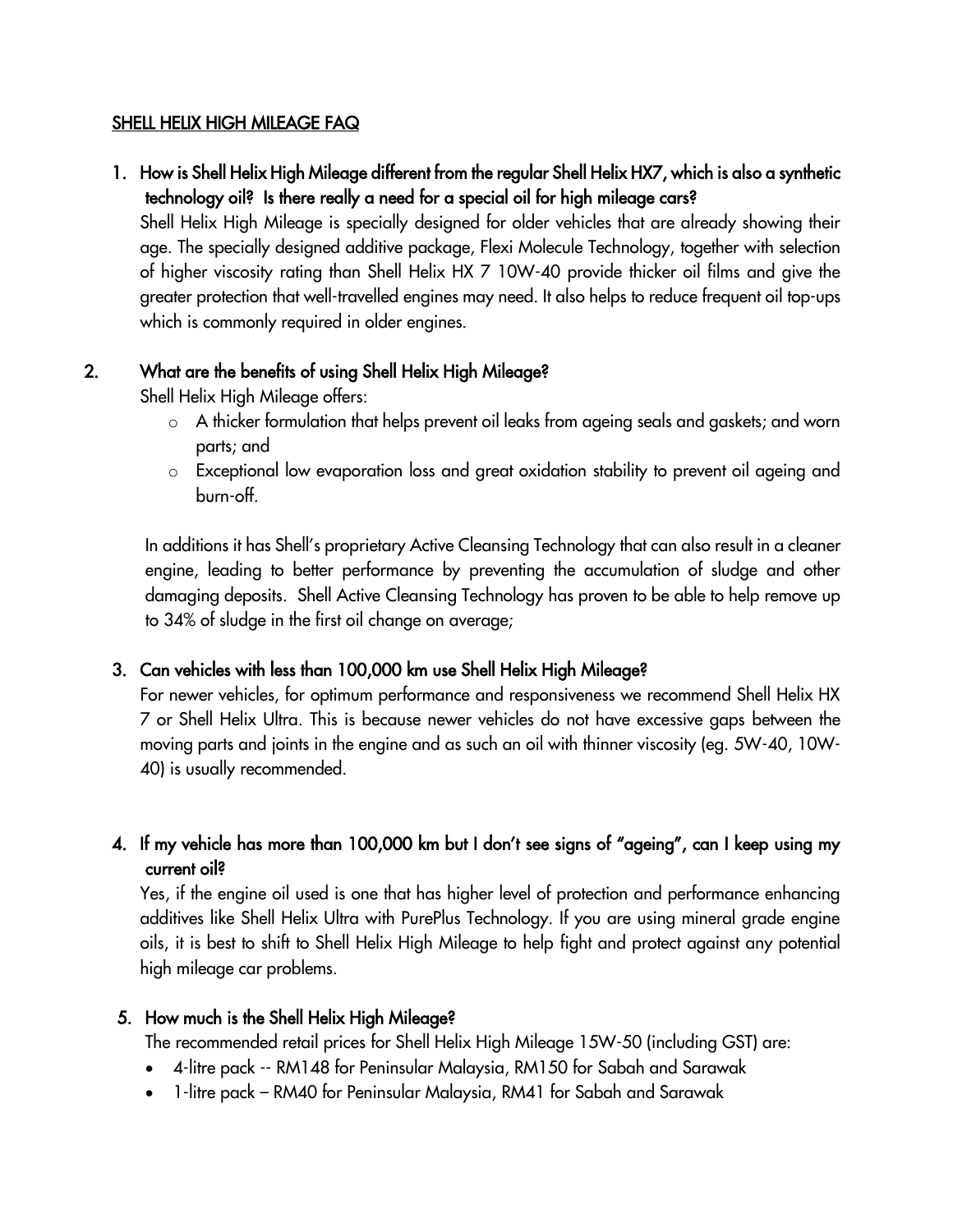## SHELL HELIX HIGH MILEAGE FAQ

1. **How is Shell Helix High Mileage different from the regular Shell Helix HX7, which is also a synthetic technology oil? Is there really a need for a special oil for high mileage cars?**

   Shell Helix High Mileage is specially designed for older vehicles that are already showing their age. The specially designed additive package, Flexi Molecule Technology, together with selection of higher viscosity rating than Shell Helix HX 7 10W-40 provide thicker oil films and give the greater protection that well-travelled engines may need. It also helps to reduce frequent oil top-ups which is commonly required in older engines.

2. **What are the benefits of using Shell Helix High Mileage?**

   Shell Helix High Mileage offers:

   - A thicker formulation that helps prevent oil leaks from ageing seals and gaskets; and worn parts; and
   - Exceptional low evaporation loss and great oxidation stability to prevent oil ageing and burn-off.

   In additions it has Shell's proprietary Active Cleansing Technology that can also result in a cleaner engine, leading to better performance by preventing the accumulation of sludge and other damaging deposits. Shell Active Cleansing Technology has proven to be able to help remove up to 34% of sludge in the first oil change on average;

3. **Can vehicles with less than 100,000 km use Shell Helix High Mileage?**

   For newer vehicles, for optimum performance and responsiveness we recommend Shell Helix HX 7 or Shell Helix Ultra. This is because newer vehicles do not have excessive gaps between the moving parts and joints in the engine and as such an oil with thinner viscosity (eg. 5W-40, 10W-40) is usually recommended.

4. **If my vehicle has more than 100,000 km but I don't see signs of "ageing", can I keep using my current oil?**

   Yes, if the engine oil used is one that has higher level of protection and performance enhancing additives like Shell Helix Ultra with PurePlus Technology. If you are using mineral grade engine oils, it is best to shift to Shell Helix High Mileage to help fight and protect against any potential high mileage car problems.

5. **How much is the Shell Helix High Mileage?**

   The recommended retail prices for Shell Helix High Mileage 15W-50 (including GST) are:

   - 4-litre pack -- RM148 for Peninsular Malaysia, RM150 for Sabah and Sarawak
   - 1-litre pack – RM40 for Peninsular Malaysia, RM41 for Sabah and Sarawak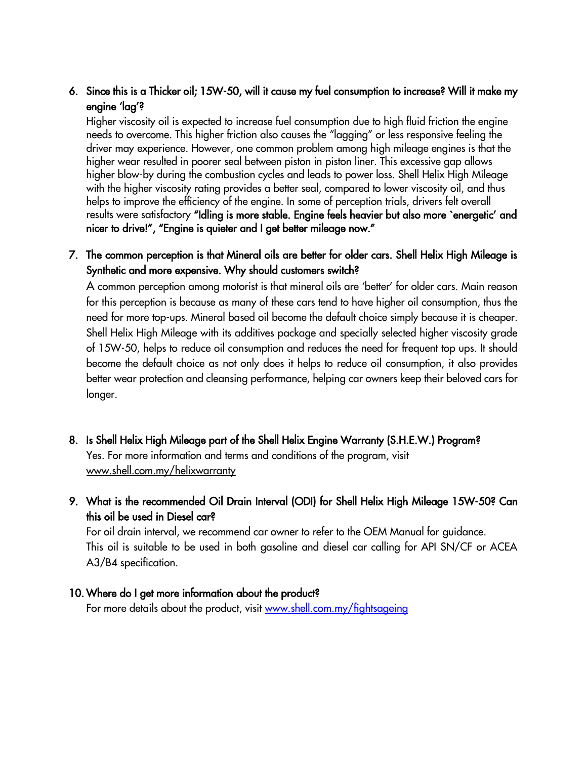6. **Since this is a Thicker oil; 15W-50, will it cause my fuel consumption to increase? Will it make my engine 'lag'?**
   Higher viscosity oil is expected to increase fuel consumption due to high fluid friction the engine needs to overcome. This higher friction also causes the "lagging" or less responsive feeling the driver may experience. However, one common problem among high mileage engines is that the higher wear resulted in poorer seal between piston in piston liner. This excessive gap allows higher blow-by during the combustion cycles and leads to power loss. Shell Helix High Mileage with the higher viscosity rating provides a better seal, compared to lower viscosity oil, and thus helps to improve the efficiency of the engine. In some of perception trials, drivers felt overall results were satisfactory **"Idling is more stable. Engine feels heavier but also more `energetic' and nicer to drive!", "Engine is quieter and I get better mileage now."**

7. **The common perception is that Mineral oils are better for older cars. Shell Helix High Mileage is Synthetic and more expensive. Why should customers switch?**
   A common perception among motorist is that mineral oils are 'better' for older cars. Main reason for this perception is because as many of these cars tend to have higher oil consumption, thus the need for more top-ups. Mineral based oil become the default choice simply because it is cheaper. Shell Helix High Mileage with its additives package and specially selected higher viscosity grade of 15W-50, helps to reduce oil consumption and reduces the need for frequent top ups. It should become the default choice as not only does it helps to reduce oil consumption, it also provides better wear protection and cleansing performance, helping car owners keep their beloved cars for longer.

8. **Is Shell Helix High Mileage part of the Shell Helix Engine Warranty (S.H.E.W.) Program?**
   Yes. For more information and terms and conditions of the program, visit www.shell.com.my/helixwarranty

9. **What is the recommended Oil Drain Interval (ODI) for Shell Helix High Mileage 15W-50? Can this oil be used in Diesel car?**
   For oil drain interval, we recommend car owner to refer to the OEM Manual for guidance.
   This oil is suitable to be used in both gasoline and diesel car calling for API SN/CF or ACEA A3/B4 specification.

10. **Where do I get more information about the product?**
    For more details about the product, visit www.shell.com.my/fightsageing